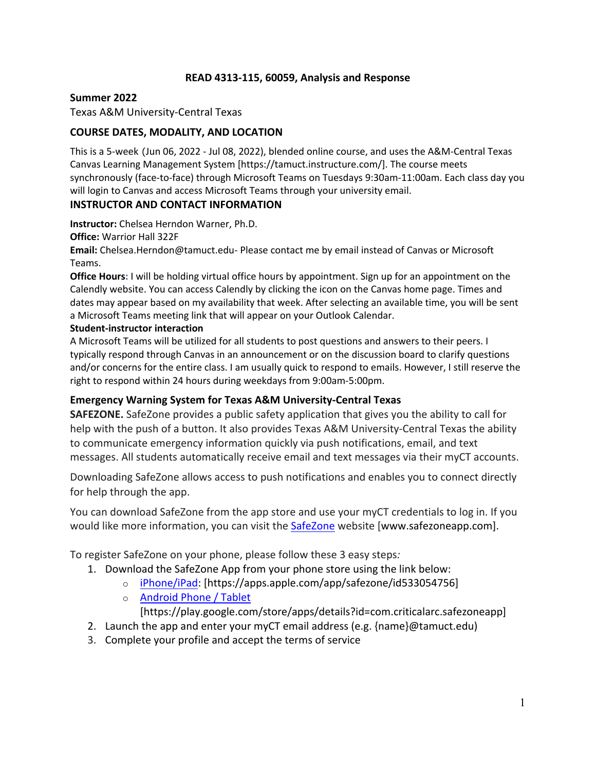# READ 4313-115, 60059, Analysis and Response

**Summer 2022**

Texas A&M University-Central Texas

## COURSE DATES, MODALITY, AND LOCATION

This is a 5-week (Jun 06, 2022 - Jul 08, 2022), blended online course, and uses the A&M-Central Texas Canvas Learning Management System [https://tamuct.instructure.com/]. The course meets synchronously (face-to-face) through Microsoft Teams on Tuesdays 9:30am-11:00am. Each class day you will login to Canvas and access Microsoft Teams through your university email.

## INSTRUCTOR AND CONTACT INFORMATION

**Instructor:** Chelsea Herndon Warner, Ph.D.

**Office:** Warrior Hall 322F

**Email:** Chelsea.Herndon@tamuct.edu- Please contact me by email instead of Canvas or Microsoft Teams.

**Office Hours:** I will be holding virtual office hours by appointment. Sign up for an appointment on the Calendly website. You can access Calendly by clicking the icon on the Canvas home page. Times and dates may appear based on my availability that week. After selecting an available time, you will be sent a Microsoft Teams meeting link that will appear on your Outlook Calendar.

**Student-instructor interaction**

A Microsoft Teams will be utilized for all students to post questions and answers to their peers. I typically respond through Canvas in an announcement or on the discussion board to clarify questions and/or concerns for the entire class. I am usually quick to respond to emails. However, I still reserve the right to respond within 24 hours during weekdays from 9:00am-5:00pm.

### Emergency Warning System for Texas A&M University-Central Texas

**SAFEZONE.** SafeZone provides a public safety application that gives you the ability to call for help with the push of a button. It also provides Texas A&M University-Central Texas the ability to communicate emergency information quickly via push notifications, email, and text messages. All students automatically receive email and text messages via their myCT accounts.

Downloading SafeZone allows access to push notifications and enables you to connect directly for help through the app.

You can download SafeZone from the app store and use your myCT credentials to log in. If you would like more information, you can visit the SafeZone website [www.safezoneapp.com].

To register SafeZone on your phone, please follow these 3 easy steps*:*

1. Download the SafeZone App from your phone store using the link below:
   - iPhone/iPad: [https://apps.apple.com/app/safezone/id533054756]
   - Android Phone / Tablet [https://play.google.com/store/apps/details?id=com.criticalarc.safezoneapp]
2. Launch the app and enter your myCT email address (e.g. {name}@tamuct.edu)
3. Complete your profile and accept the terms of service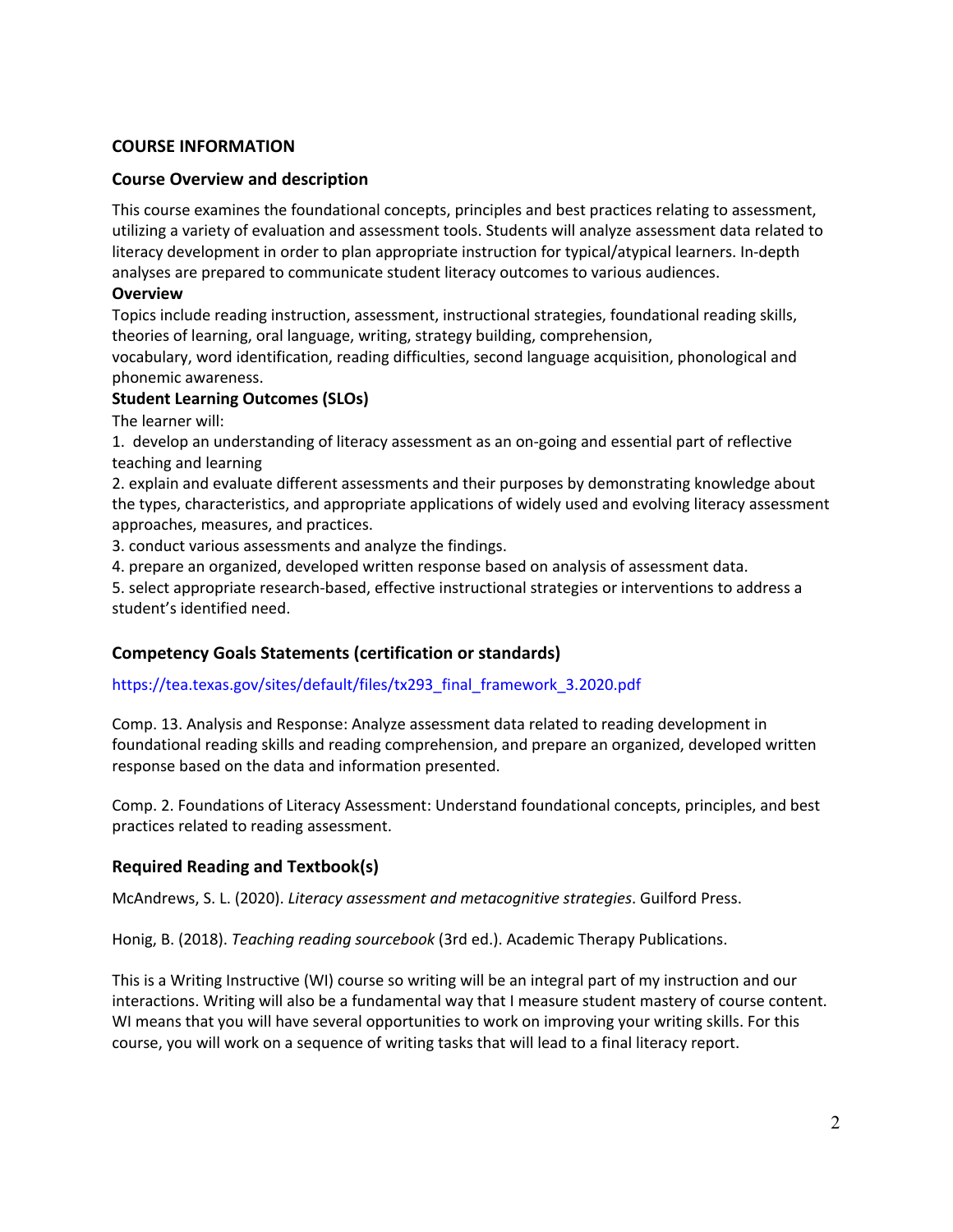## COURSE INFORMATION

### Course Overview and description

This course examines the foundational concepts, principles and best practices relating to assessment, utilizing a variety of evaluation and assessment tools. Students will analyze assessment data related to literacy development in order to plan appropriate instruction for typical/atypical learners. In-depth analyses are prepared to communicate student literacy outcomes to various audiences.

**Overview**

Topics include reading instruction, assessment, instructional strategies, foundational reading skills, theories of learning, oral language, writing, strategy building, comprehension, vocabulary, word identification, reading difficulties, second language acquisition, phonological and phonemic awareness.

**Student Learning Outcomes (SLOs)**

The learner will:

1. develop an understanding of literacy assessment as an on-going and essential part of reflective teaching and learning
2. explain and evaluate different assessments and their purposes by demonstrating knowledge about the types, characteristics, and appropriate applications of widely used and evolving literacy assessment approaches, measures, and practices.
3. conduct various assessments and analyze the findings.
4. prepare an organized, developed written response based on analysis of assessment data.
5. select appropriate research-based, effective instructional strategies or interventions to address a student's identified need.

### Competency Goals Statements (certification or standards)

https://tea.texas.gov/sites/default/files/tx293_final_framework_3.2020.pdf

Comp. 13. Analysis and Response: Analyze assessment data related to reading development in foundational reading skills and reading comprehension, and prepare an organized, developed written response based on the data and information presented.

Comp. 2. Foundations of Literacy Assessment: Understand foundational concepts, principles, and best practices related to reading assessment.

### Required Reading and Textbook(s)

McAndrews, S. L. (2020). *Literacy assessment and metacognitive strategies*. Guilford Press.

Honig, B. (2018). *Teaching reading sourcebook* (3rd ed.). Academic Therapy Publications.

This is a Writing Instructive (WI) course so writing will be an integral part of my instruction and our interactions. Writing will also be a fundamental way that I measure student mastery of course content. WI means that you will have several opportunities to work on improving your writing skills. For this course, you will work on a sequence of writing tasks that will lead to a final literacy report.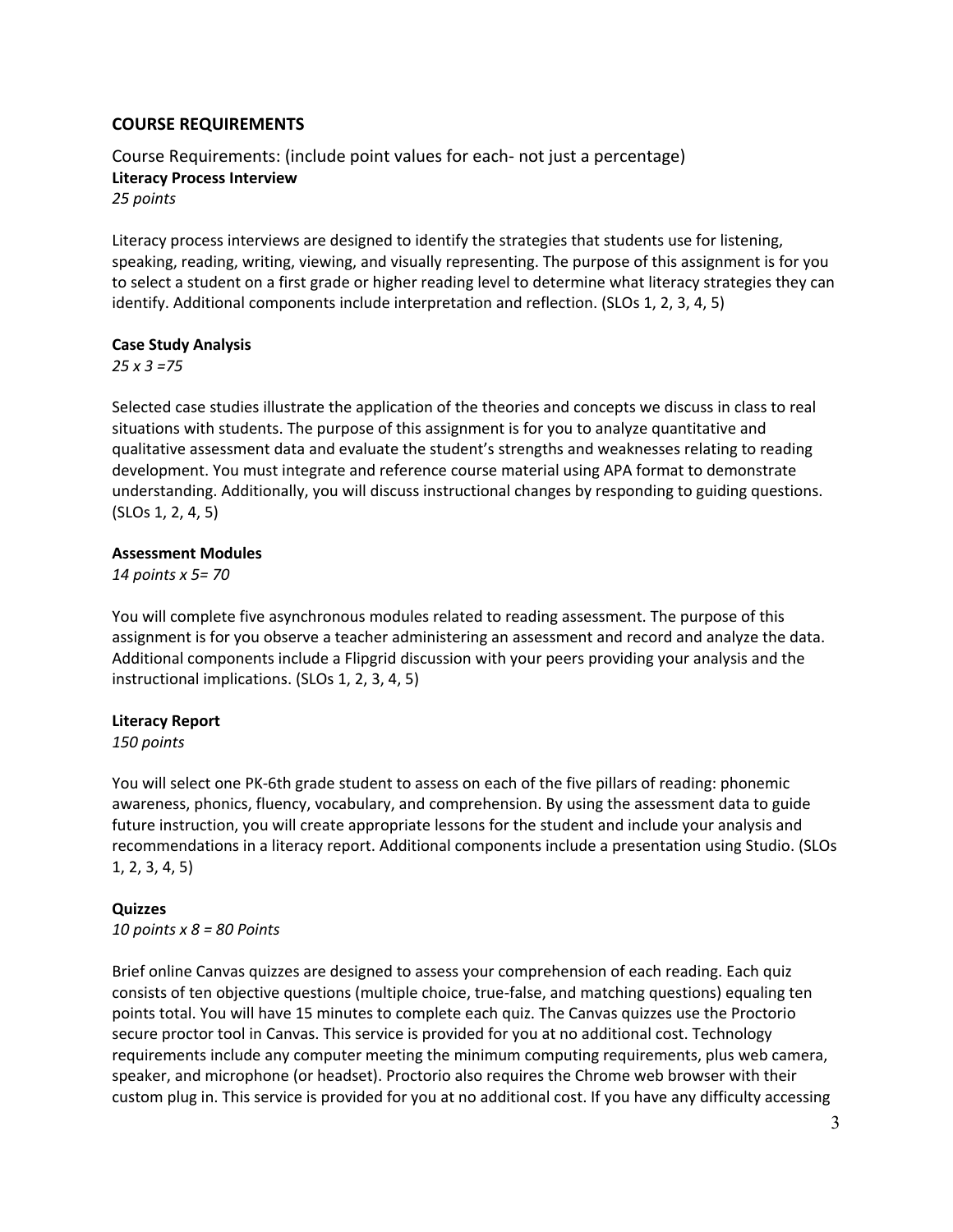## COURSE REQUIREMENTS

Course Requirements: (include point values for each- not just a percentage)

**Literacy Process Interview**

*25 points*

Literacy process interviews are designed to identify the strategies that students use for listening, speaking, reading, writing, viewing, and visually representing. The purpose of this assignment is for you to select a student on a first grade or higher reading level to determine what literacy strategies they can identify. Additional components include interpretation and reflection. (SLOs 1, 2, 3, 4, 5)

**Case Study Analysis**

*25 x 3 =75*

Selected case studies illustrate the application of the theories and concepts we discuss in class to real situations with students. The purpose of this assignment is for you to analyze quantitative and qualitative assessment data and evaluate the student's strengths and weaknesses relating to reading development. You must integrate and reference course material using APA format to demonstrate understanding. Additionally, you will discuss instructional changes by responding to guiding questions. (SLOs 1, 2, 4, 5)

**Assessment Modules**

*14 points x 5= 70*

You will complete five asynchronous modules related to reading assessment. The purpose of this assignment is for you observe a teacher administering an assessment and record and analyze the data. Additional components include a Flipgrid discussion with your peers providing your analysis and the instructional implications. (SLOs 1, 2, 3, 4, 5)

**Literacy Report**

*150 points*

You will select one PK-6th grade student to assess on each of the five pillars of reading: phonemic awareness, phonics, fluency, vocabulary, and comprehension. By using the assessment data to guide future instruction, you will create appropriate lessons for the student and include your analysis and recommendations in a literacy report. Additional components include a presentation using Studio. (SLOs 1, 2, 3, 4, 5)

**Quizzes**

*10 points x 8 = 80 Points*

Brief online Canvas quizzes are designed to assess your comprehension of each reading. Each quiz consists of ten objective questions (multiple choice, true-false, and matching questions) equaling ten points total. You will have 15 minutes to complete each quiz. The Canvas quizzes use the Proctorio secure proctor tool in Canvas. This service is provided for you at no additional cost. Technology requirements include any computer meeting the minimum computing requirements, plus web camera, speaker, and microphone (or headset). Proctorio also requires the Chrome web browser with their custom plug in. This service is provided for you at no additional cost. If you have any difficulty accessing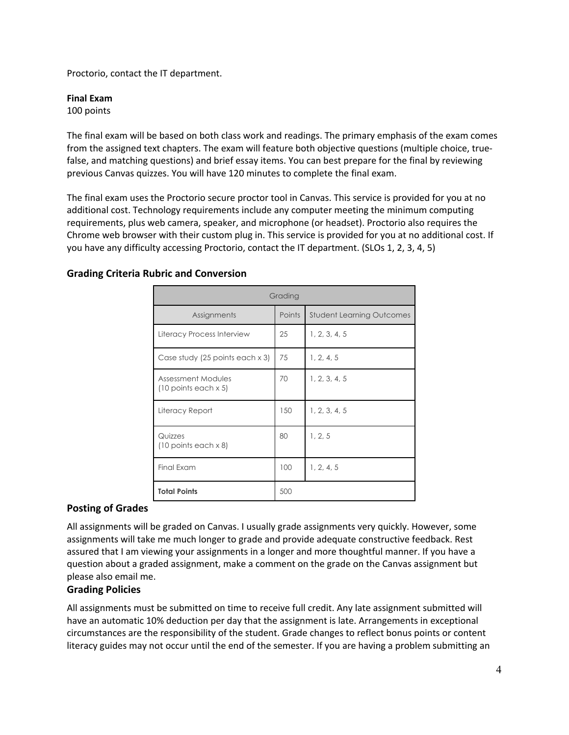Proctorio, contact the IT department.

**Final Exam**
100 points

The final exam will be based on both class work and readings. The primary emphasis of the exam comes from the assigned text chapters. The exam will feature both objective questions (multiple choice, true-false, and matching questions) and brief essay items. You can best prepare for the final by reviewing previous Canvas quizzes. You will have 120 minutes to complete the final exam.

The final exam uses the Proctorio secure proctor tool in Canvas. This service is provided for you at no additional cost. Technology requirements include any computer meeting the minimum computing requirements, plus web camera, speaker, and microphone (or headset). Proctorio also requires the Chrome web browser with their custom plug in. This service is provided for you at no additional cost. If you have any difficulty accessing Proctorio, contact the IT department. (SLOs 1, 2, 3, 4, 5)

## Grading Criteria Rubric and Conversion

| Grading | | |
|---|---|---|
| Assignments | Points | Student Learning Outcomes |
| Literacy Process Interview | 25 | 1, 2, 3, 4, 5 |
| Case study (25 points each x 3) | 75 | 1, 2, 4, 5 |
| Assessment Modules (10 points each x 5) | 70 | 1, 2, 3, 4, 5 |
| Literacy Report | 150 | 1, 2, 3, 4, 5 |
| Quizzes (10 points each x 8) | 80 | 1, 2, 5 |
| Final Exam | 100 | 1, 2, 4, 5 |
| **Total Points** | 500 | |

## Posting of Grades

All assignments will be graded on Canvas. I usually grade assignments very quickly. However, some assignments will take me much longer to grade and provide adequate constructive feedback. Rest assured that I am viewing your assignments in a longer and more thoughtful manner. If you have a question about a graded assignment, make a comment on the grade on the Canvas assignment but please also email me.

## Grading Policies

All assignments must be submitted on time to receive full credit. Any late assignment submitted will have an automatic 10% deduction per day that the assignment is late. Arrangements in exceptional circumstances are the responsibility of the student. Grade changes to reflect bonus points or content literacy guides may not occur until the end of the semester. If you are having a problem submitting an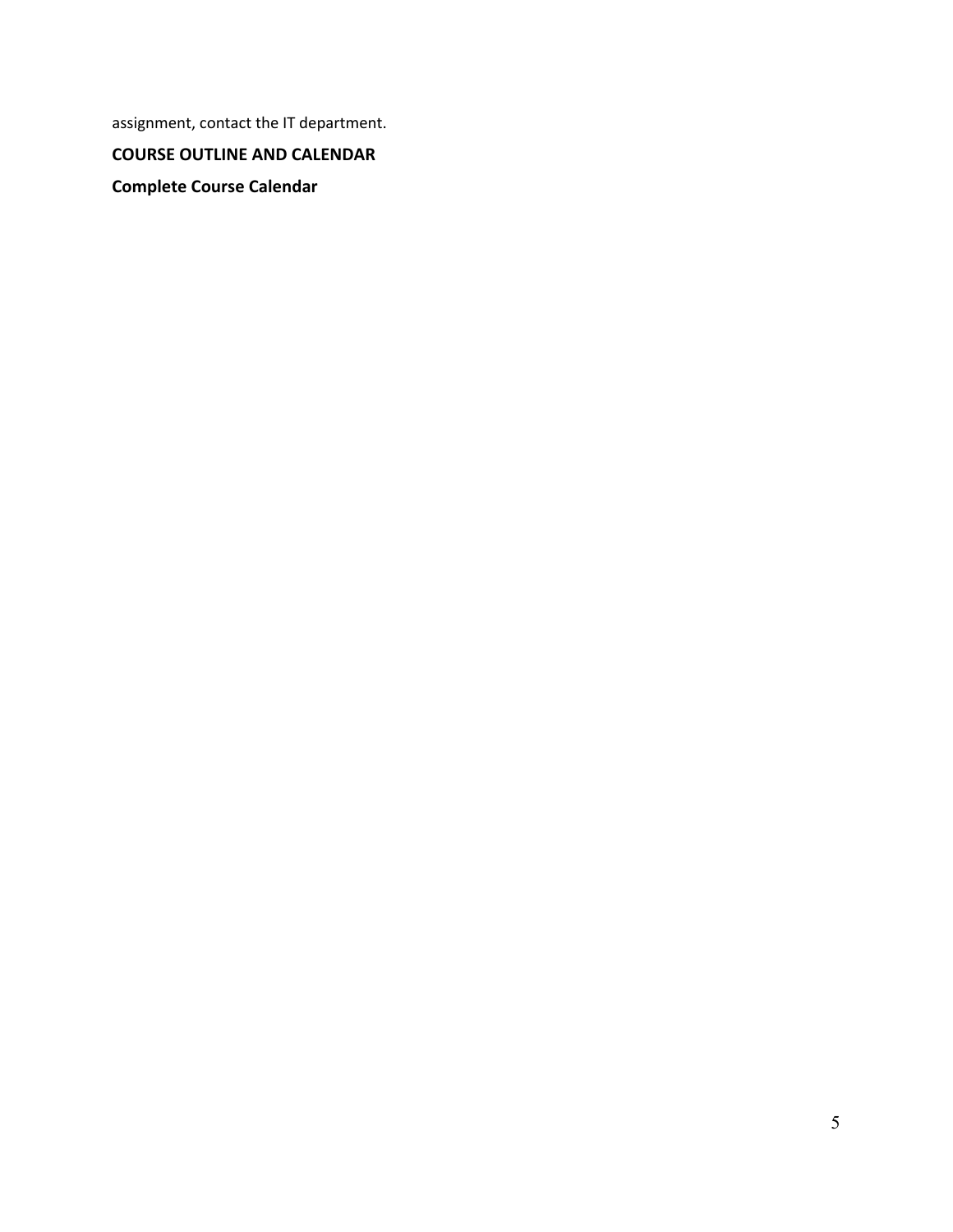assignment, contact the IT department.

**COURSE OUTLINE AND CALENDAR**

**Complete Course Calendar**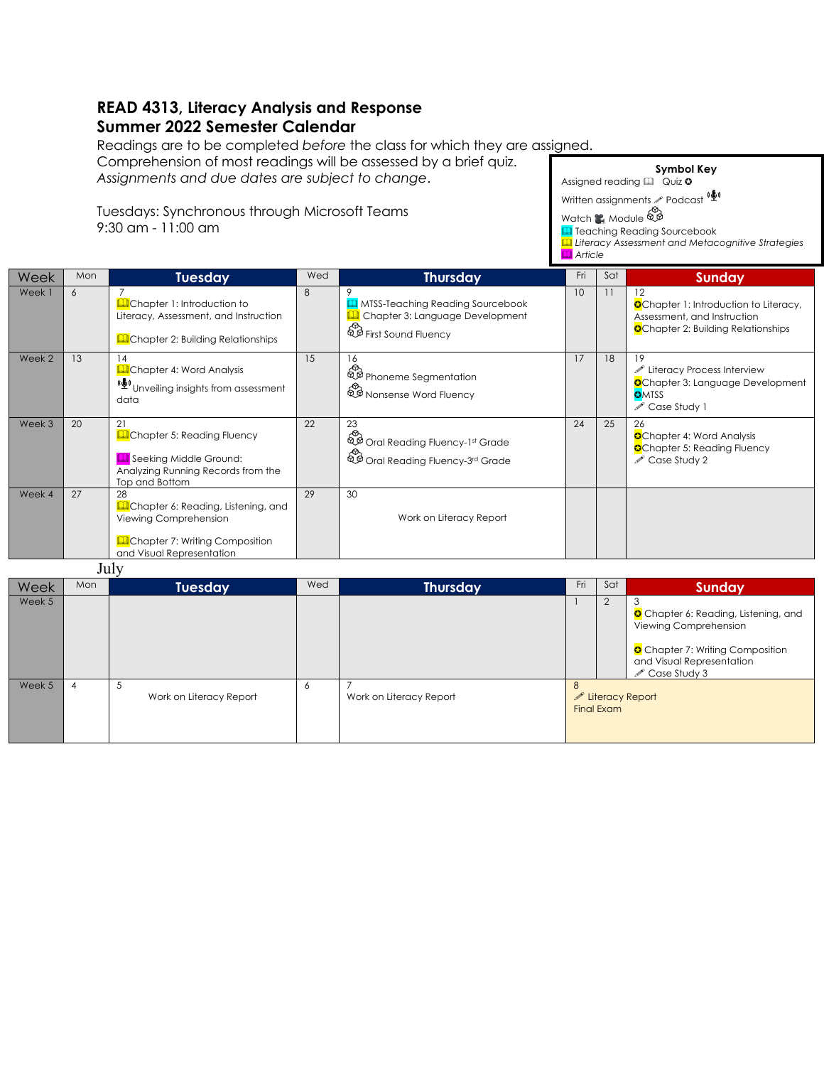## READ 4313, Literacy Analysis and Response
## Summer 2022 Semester Calendar

Readings are to be completed *before* the class for which they are assigned.
Comprehension of most readings will be assessed by a brief quiz.
*Assignments and due dates are subject to change*.

Tuesdays: Synchronous through Microsoft Teams
9:30 am - 11:00 am

**Symbol Key**
Assigned reading 📖 Quiz ✪
Written assignments ✎ Podcast 🎙
Watch 🎥 Module
📖 Teaching Reading Sourcebook
📖 *Literacy Assessment and Metacognitive Strategies*
📖 *Article*

| Week | Mon | Tuesday | Wed | Thursday | Fri | Sat | Sunday |
|---|---|---|---|---|---|---|---|
| Week 1 | 6 | 7<br>📖Chapter 1: Introduction to Literacy, Assessment, and Instruction<br>📖Chapter 2: Building Relationships | 8 | 9<br>📖 MTSS-Teaching Reading Sourcebook<br>📖 Chapter 3: Language Development<br>First Sound Fluency | 10 | 11 | 12<br>✪Chapter 1: Introduction to Literacy, Assessment, and Instruction<br>✪Chapter 2: Building Relationships |
| Week 2 | 13 | 14<br>📖Chapter 4: Word Analysis<br>🎙Unveiling insights from assessment data | 15 | 16<br>Phoneme Segmentation<br>Nonsense Word Fluency | 17 | 18 | 19<br>✎ Literacy Process Interview<br>✪Chapter 3: Language Development<br>✪MTSS<br>✎ Case Study 1 |
| Week 3 | 20 | 21<br>📖Chapter 5: Reading Fluency<br>📖 Seeking Middle Ground: Analyzing Running Records from the Top and Bottom | 22 | 23<br>Oral Reading Fluency-1st Grade<br>Oral Reading Fluency-3rd Grade | 24 | 25 | 26<br>✪Chapter 4: Word Analysis<br>✪Chapter 5: Reading Fluency<br>✎ Case Study 2 |
| Week 4 | 27 | 28<br>📖Chapter 6: Reading, Listening, and Viewing Comprehension<br>📖Chapter 7: Writing Composition and Visual Representation | 29 | 30<br>Work on Literacy Report | | | |

July

| Week | Mon | Tuesday | Wed | Thursday | Fri | Sat | Sunday |
|---|---|---|---|---|---|---|---|
| Week 5 | | | | | 1 | 2 | 3<br>✪ Chapter 6: Reading, Listening, and Viewing Comprehension<br>✪ Chapter 7: Writing Composition and Visual Representation<br>✎ Case Study 3 |
| Week 5 | 4 | 5<br>Work on Literacy Report | 6 | 7<br>Work on Literacy Report | 8<br>✎ Literacy Report<br>Final Exam | | |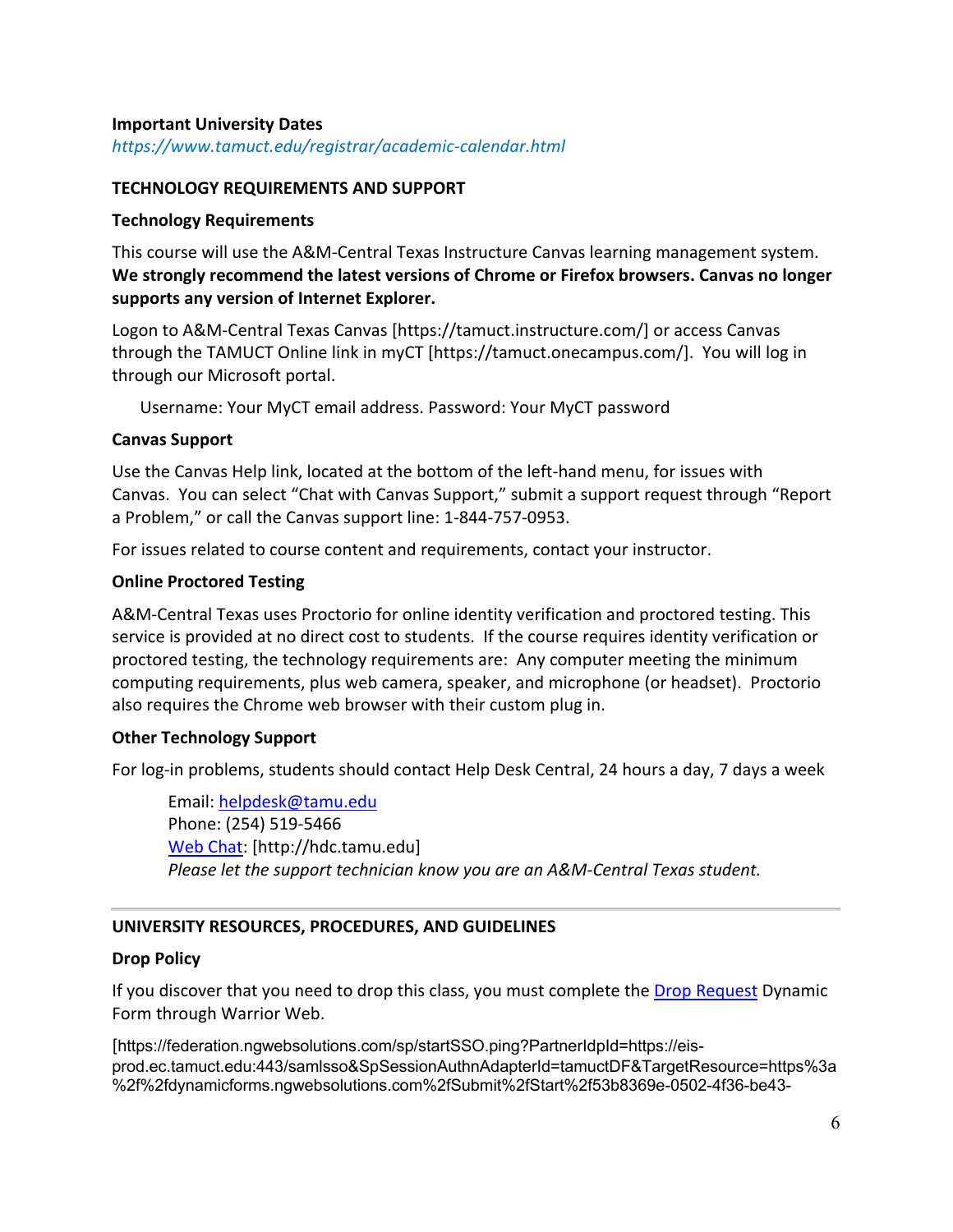**Important University Dates**
*https://www.tamuct.edu/registrar/academic-calendar.html*

## TECHNOLOGY REQUIREMENTS AND SUPPORT

### Technology Requirements

This course will use the A&M-Central Texas Instructure Canvas learning management system. **We strongly recommend the latest versions of Chrome or Firefox browsers. Canvas no longer supports any version of Internet Explorer.**

Logon to A&M-Central Texas Canvas [https://tamuct.instructure.com/] or access Canvas through the TAMUCT Online link in myCT [https://tamuct.onecampus.com/]. You will log in through our Microsoft portal.

Username: Your MyCT email address. Password: Your MyCT password

### Canvas Support

Use the Canvas Help link, located at the bottom of the left-hand menu, for issues with Canvas. You can select "Chat with Canvas Support," submit a support request through "Report a Problem," or call the Canvas support line: 1-844-757-0953.

For issues related to course content and requirements, contact your instructor.

### Online Proctored Testing

A&M-Central Texas uses Proctorio for online identity verification and proctored testing. This service is provided at no direct cost to students. If the course requires identity verification or proctored testing, the technology requirements are: Any computer meeting the minimum computing requirements, plus web camera, speaker, and microphone (or headset). Proctorio also requires the Chrome web browser with their custom plug in.

### Other Technology Support

For log-in problems, students should contact Help Desk Central, 24 hours a day, 7 days a week

Email: helpdesk@tamu.edu
Phone: (254) 519-5466
Web Chat: [http://hdc.tamu.edu]
*Please let the support technician know you are an A&M-Central Texas student.*

---

## UNIVERSITY RESOURCES, PROCEDURES, AND GUIDELINES

### Drop Policy

If you discover that you need to drop this class, you must complete the Drop Request Dynamic Form through Warrior Web.

[https://federation.ngwebsolutions.com/sp/startSSO.ping?PartnerIdpId=https://eis-prod.ec.tamuct.edu:443/samlsso&SpSessionAuthnAdapterId=tamuctDF&TargetResource=https%3a%2f%2fdynamicforms.ngwebsolutions.com%2fSubmit%2fStart%2f53b8369e-0502-4f36-be43-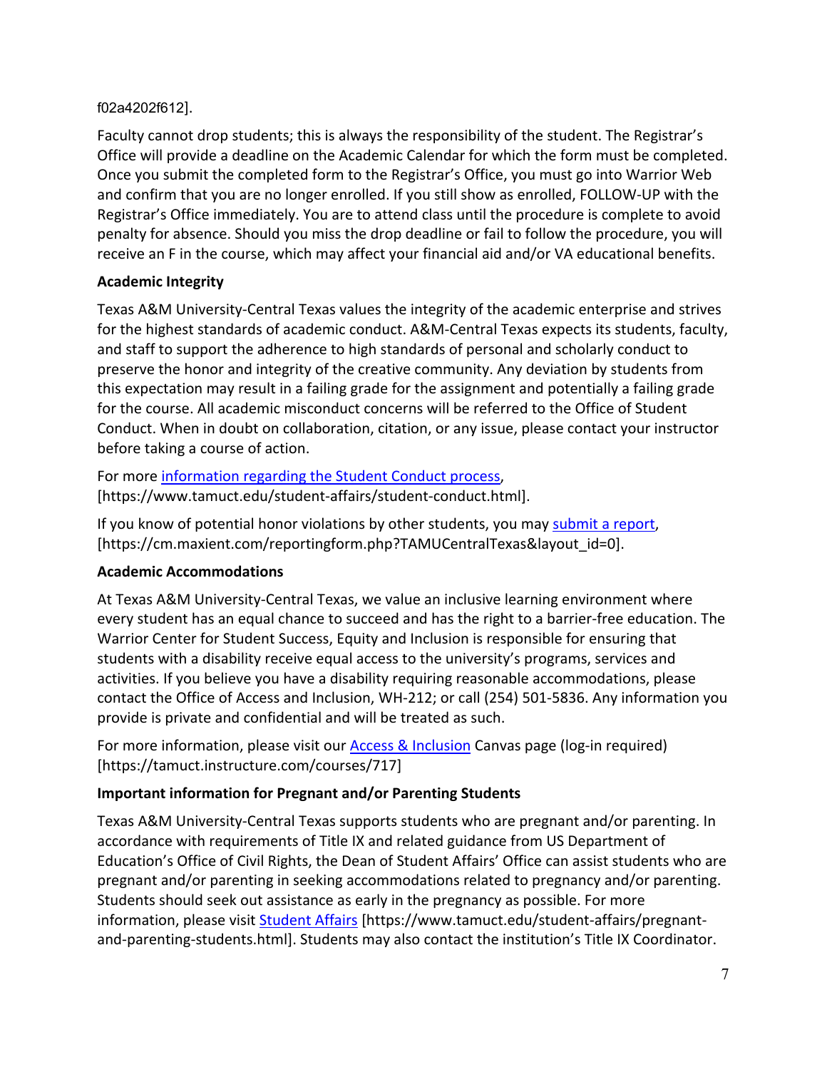f02a4202f612].

Faculty cannot drop students; this is always the responsibility of the student. The Registrar's Office will provide a deadline on the Academic Calendar for which the form must be completed. Once you submit the completed form to the Registrar's Office, you must go into Warrior Web and confirm that you are no longer enrolled. If you still show as enrolled, FOLLOW-UP with the Registrar's Office immediately. You are to attend class until the procedure is complete to avoid penalty for absence. Should you miss the drop deadline or fail to follow the procedure, you will receive an F in the course, which may affect your financial aid and/or VA educational benefits.

**Academic Integrity**

Texas A&M University-Central Texas values the integrity of the academic enterprise and strives for the highest standards of academic conduct. A&M-Central Texas expects its students, faculty, and staff to support the adherence to high standards of personal and scholarly conduct to preserve the honor and integrity of the creative community. Any deviation by students from this expectation may result in a failing grade for the assignment and potentially a failing grade for the course. All academic misconduct concerns will be referred to the Office of Student Conduct. When in doubt on collaboration, citation, or any issue, please contact your instructor before taking a course of action.

For more information regarding the Student Conduct process, [https://www.tamuct.edu/student-affairs/student-conduct.html].

If you know of potential honor violations by other students, you may submit a report, [https://cm.maxient.com/reportingform.php?TAMUCentralTexas&layout_id=0].

**Academic Accommodations**

At Texas A&M University-Central Texas, we value an inclusive learning environment where every student has an equal chance to succeed and has the right to a barrier-free education. The Warrior Center for Student Success, Equity and Inclusion is responsible for ensuring that students with a disability receive equal access to the university's programs, services and activities. If you believe you have a disability requiring reasonable accommodations, please contact the Office of Access and Inclusion, WH-212; or call (254) 501-5836. Any information you provide is private and confidential and will be treated as such.

For more information, please visit our Access & Inclusion Canvas page (log-in required) [https://tamuct.instructure.com/courses/717]

**Important information for Pregnant and/or Parenting Students**

Texas A&M University-Central Texas supports students who are pregnant and/or parenting. In accordance with requirements of Title IX and related guidance from US Department of Education's Office of Civil Rights, the Dean of Student Affairs' Office can assist students who are pregnant and/or parenting in seeking accommodations related to pregnancy and/or parenting. Students should seek out assistance as early in the pregnancy as possible. For more information, please visit Student Affairs [https://www.tamuct.edu/student-affairs/pregnant-and-parenting-students.html]. Students may also contact the institution's Title IX Coordinator.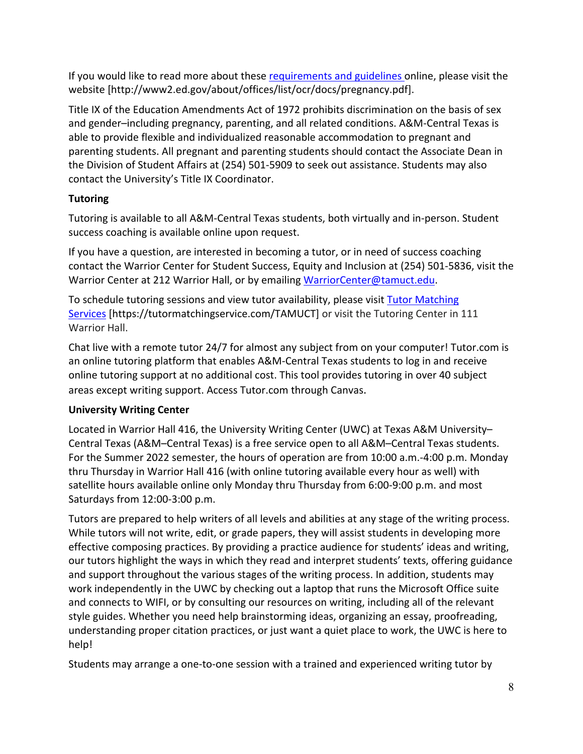If you would like to read more about these [requirements and guidelines](http://www2.ed.gov/about/offices/list/ocr/docs/pregnancy.pdf) online, please visit the website [http://www2.ed.gov/about/offices/list/ocr/docs/pregnancy.pdf].

Title IX of the Education Amendments Act of 1972 prohibits discrimination on the basis of sex and gender–including pregnancy, parenting, and all related conditions. A&M-Central Texas is able to provide flexible and individualized reasonable accommodation to pregnant and parenting students. All pregnant and parenting students should contact the Associate Dean in the Division of Student Affairs at (254) 501-5909 to seek out assistance. Students may also contact the University's Title IX Coordinator.

**Tutoring**

Tutoring is available to all A&M-Central Texas students, both virtually and in-person. Student success coaching is available online upon request.

If you have a question, are interested in becoming a tutor, or in need of success coaching contact the Warrior Center for Student Success, Equity and Inclusion at (254) 501-5836, visit the Warrior Center at 212 Warrior Hall, or by emailing [WarriorCenter@tamuct.edu](mailto:WarriorCenter@tamuct.edu).

To schedule tutoring sessions and view tutor availability, please visit [Tutor Matching Services](https://tutormatchingservice.com/TAMUCT) [https://tutormatchingservice.com/TAMUCT] or visit the Tutoring Center in 111 Warrior Hall.

Chat live with a remote tutor 24/7 for almost any subject from on your computer! Tutor.com is an online tutoring platform that enables A&M-Central Texas students to log in and receive online tutoring support at no additional cost. This tool provides tutoring in over 40 subject areas except writing support. Access Tutor.com through Canvas.

**University Writing Center**

Located in Warrior Hall 416, the University Writing Center (UWC) at Texas A&M University–Central Texas (A&M–Central Texas) is a free service open to all A&M–Central Texas students. For the Summer 2022 semester, the hours of operation are from 10:00 a.m.-4:00 p.m. Monday thru Thursday in Warrior Hall 416 (with online tutoring available every hour as well) with satellite hours available online only Monday thru Thursday from 6:00-9:00 p.m. and most Saturdays from 12:00-3:00 p.m.

Tutors are prepared to help writers of all levels and abilities at any stage of the writing process. While tutors will not write, edit, or grade papers, they will assist students in developing more effective composing practices. By providing a practice audience for students' ideas and writing, our tutors highlight the ways in which they read and interpret students' texts, offering guidance and support throughout the various stages of the writing process. In addition, students may work independently in the UWC by checking out a laptop that runs the Microsoft Office suite and connects to WIFI, or by consulting our resources on writing, including all of the relevant style guides. Whether you need help brainstorming ideas, organizing an essay, proofreading, understanding proper citation practices, or just want a quiet place to work, the UWC is here to help!

Students may arrange a one-to-one session with a trained and experienced writing tutor by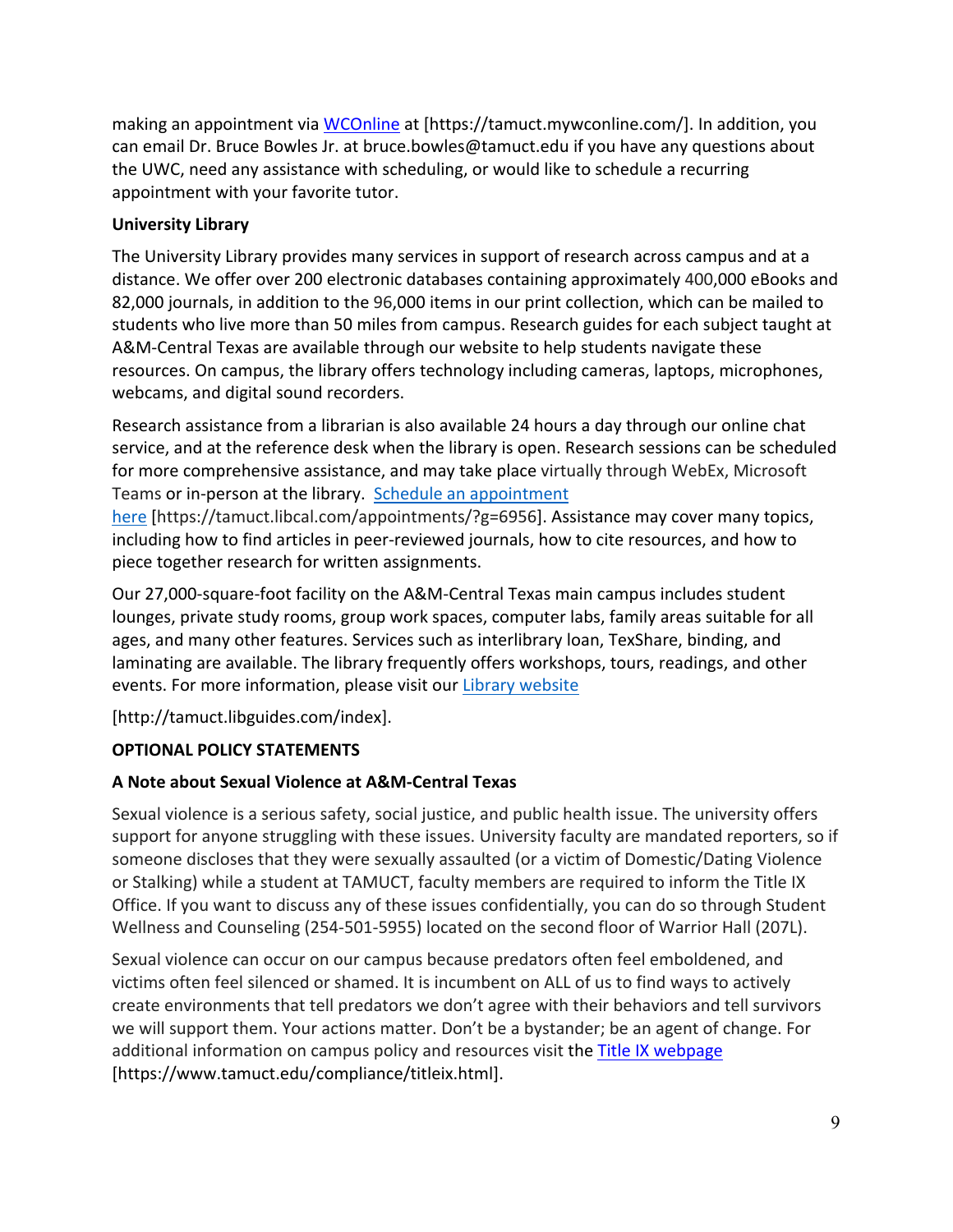making an appointment via WCOnline at [https://tamuct.mywconline.com/]. In addition, you can email Dr. Bruce Bowles Jr. at bruce.bowles@tamuct.edu if you have any questions about the UWC, need any assistance with scheduling, or would like to schedule a recurring appointment with your favorite tutor.

**University Library**

The University Library provides many services in support of research across campus and at a distance. We offer over 200 electronic databases containing approximately 400,000 eBooks and 82,000 journals, in addition to the 96,000 items in our print collection, which can be mailed to students who live more than 50 miles from campus. Research guides for each subject taught at A&M-Central Texas are available through our website to help students navigate these resources. On campus, the library offers technology including cameras, laptops, microphones, webcams, and digital sound recorders.

Research assistance from a librarian is also available 24 hours a day through our online chat service, and at the reference desk when the library is open. Research sessions can be scheduled for more comprehensive assistance, and may take place virtually through WebEx, Microsoft Teams or in-person at the library. Schedule an appointment here [https://tamuct.libcal.com/appointments/?g=6956]. Assistance may cover many topics, including how to find articles in peer-reviewed journals, how to cite resources, and how to piece together research for written assignments.

Our 27,000-square-foot facility on the A&M-Central Texas main campus includes student lounges, private study rooms, group work spaces, computer labs, family areas suitable for all ages, and many other features. Services such as interlibrary loan, TexShare, binding, and laminating are available. The library frequently offers workshops, tours, readings, and other events. For more information, please visit our Library website

[http://tamuct.libguides.com/index].

**OPTIONAL POLICY STATEMENTS**

**A Note about Sexual Violence at A&M-Central Texas**

Sexual violence is a serious safety, social justice, and public health issue. The university offers support for anyone struggling with these issues. University faculty are mandated reporters, so if someone discloses that they were sexually assaulted (or a victim of Domestic/Dating Violence or Stalking) while a student at TAMUCT, faculty members are required to inform the Title IX Office. If you want to discuss any of these issues confidentially, you can do so through Student Wellness and Counseling (254-501-5955) located on the second floor of Warrior Hall (207L).

Sexual violence can occur on our campus because predators often feel emboldened, and victims often feel silenced or shamed. It is incumbent on ALL of us to find ways to actively create environments that tell predators we don't agree with their behaviors and tell survivors we will support them. Your actions matter. Don't be a bystander; be an agent of change. For additional information on campus policy and resources visit the Title IX webpage [https://www.tamuct.edu/compliance/titleix.html].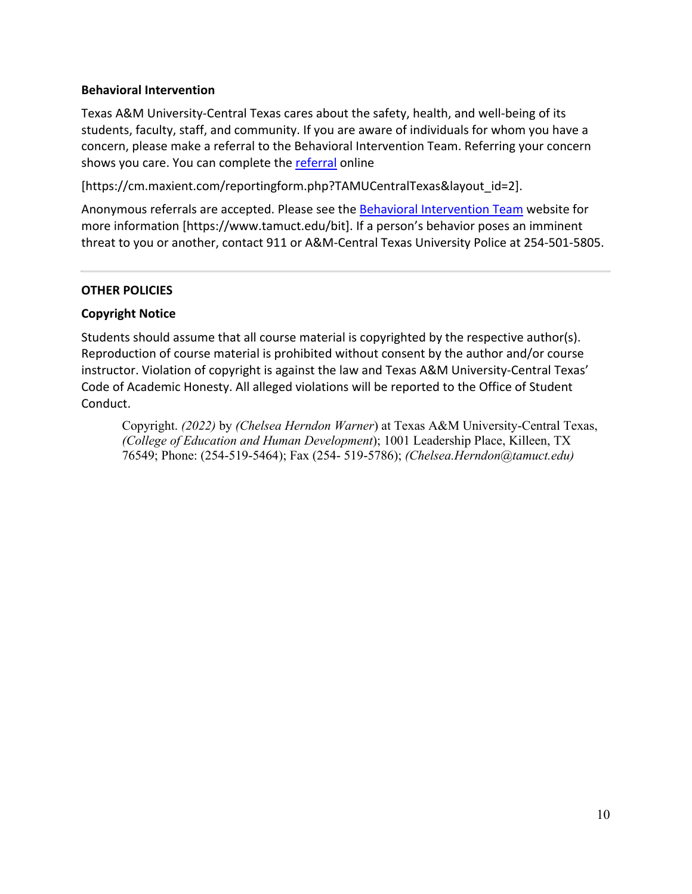**Behavioral Intervention**

Texas A&M University-Central Texas cares about the safety, health, and well-being of its students, faculty, staff, and community. If you are aware of individuals for whom you have a concern, please make a referral to the Behavioral Intervention Team. Referring your concern shows you care. You can complete the referral online

[https://cm.maxient.com/reportingform.php?TAMUCentralTexas&layout_id=2].

Anonymous referrals are accepted. Please see the Behavioral Intervention Team website for more information [https://www.tamuct.edu/bit]. If a person's behavior poses an imminent threat to you or another, contact 911 or A&M-Central Texas University Police at 254-501-5805.

---

**OTHER POLICIES**

**Copyright Notice**

Students should assume that all course material is copyrighted by the respective author(s). Reproduction of course material is prohibited without consent by the author and/or course instructor. Violation of copyright is against the law and Texas A&M University-Central Texas' Code of Academic Honesty. All alleged violations will be reported to the Office of Student Conduct.

> Copyright. *(2022)* by *(Chelsea Herndon Warner*) at Texas A&M University-Central Texas, *(College of Education and Human Development*); 1001 Leadership Place, Killeen, TX 76549; Phone: (254-519-5464); Fax (254- 519-5786); *(Chelsea.Herndon@tamuct.edu)*